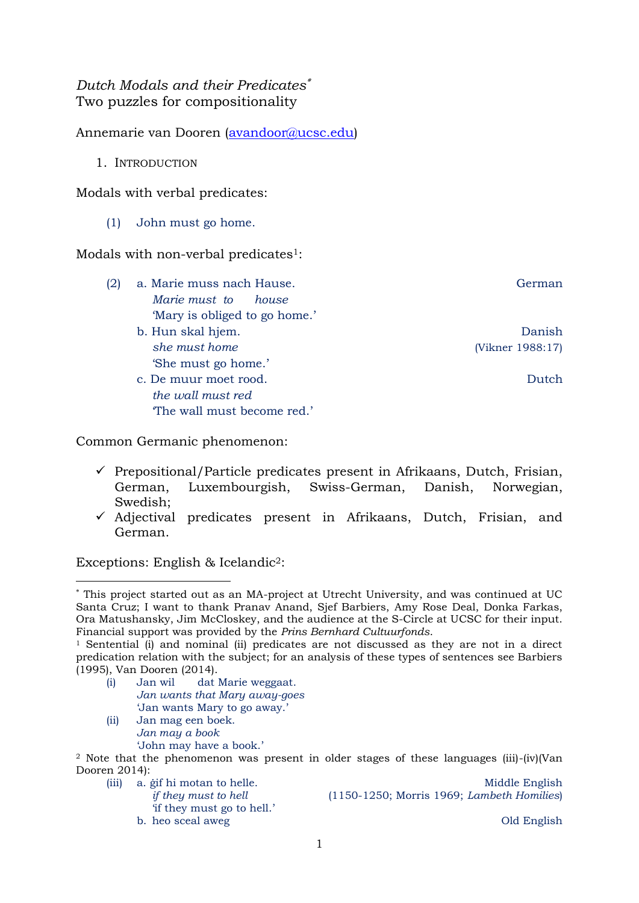*Dutch Modals and their Predicates*[*]
Two puzzles for compositionality

Annemarie van Dooren (avandoor@ucsc.edu)

1. INTRODUCTION

Modals with verbal predicates:

(1) John must go home.

Modals with non-verbal predicates[1]:

(2) a. Marie muss nach Hause. — German
*Marie must to house*
'Mary is obliged to go home.'

b. Hun skal hjem. — Danish (Vikner 1988:17)
*she must home*
'She must go home.'

c. De muur moet rood. — Dutch
*the wall must red*
'The wall must become red.'

Common Germanic phenomenon:

- ✓ Prepositional/Particle predicates present in Afrikaans, Dutch, Frisian, German, Luxembourgish, Swiss-German, Danish, Norwegian, Swedish;
- ✓ Adjectival predicates present in Afrikaans, Dutch, Frisian, and German.

Exceptions: English & Icelandic[2]:

---

[*] This project started out as an MA-project at Utrecht University, and was continued at UC Santa Cruz; I want to thank Pranav Anand, Sjef Barbiers, Amy Rose Deal, Donka Farkas, Ora Matushansky, Jim McCloskey, and the audience at the S-Circle at UCSC for their input. Financial support was provided by the *Prins Bernhard Cultuurfonds*.

[1] Sentential (i) and nominal (ii) predicates are not discussed as they are not in a direct predication relation with the subject; for an analysis of these types of sentences see Barbiers (1995), Van Dooren (2014).

(i) Jan wil dat Marie weggaat.
*Jan wants that Mary away-goes*
'Jan wants Mary to go away.'

(ii) Jan mag een boek.
*Jan may a book*
'John may have a book.'

[2] Note that the phenomenon was present in older stages of these languages (iii)-(iv)(Van Dooren 2014):

(iii) a. ġif hi motan to helle. — Middle English (1150-1250; Morris 1969; *Lambeth Homilies*)
*if they must to hell*
'if they must go to hell.'

b. heo sceal aweg — Old English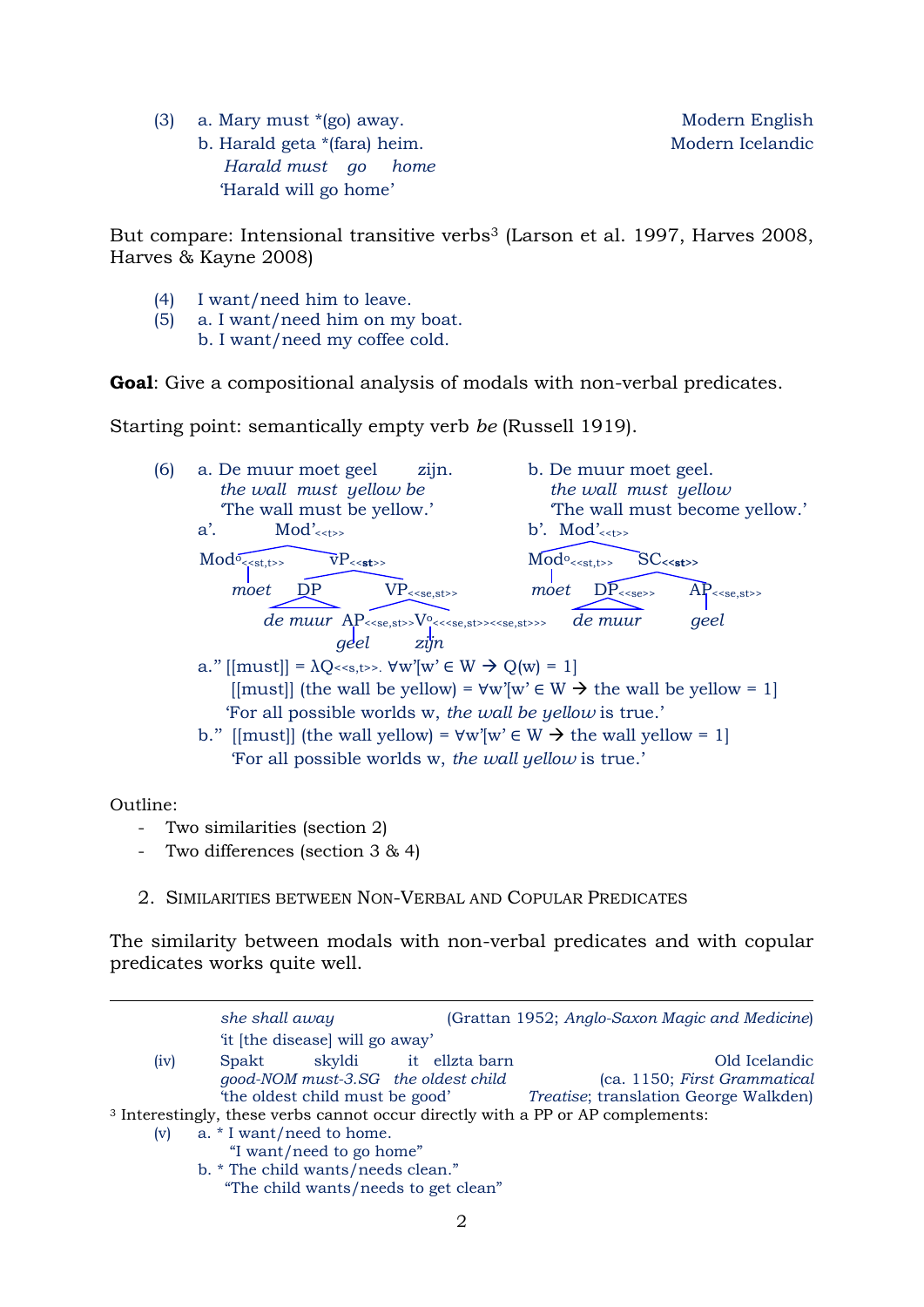(3) a. Mary must *(go) away. — Modern English

b. Harald geta *(fara) heim. — Modern Icelandic

   *Harald must go home*

   'Harald will go home'

But compare: Intensional transitive verbs[3] (Larson et al. 1997, Harves 2008, Harves & Kayne 2008)

(4) I want/need him to leave.

(5) a. I want/need him on my boat.

b. I want/need my coffee cold.

**Goal**: Give a compositional analysis of modals with non-verbal predicates.

Starting point: semantically empty verb *be* (Russell 1919).

(6) a. De muur moet geel zijn.

   *the wall must yellow be*

   'The wall must be yellow.'

b. De muur moet geel.

   *the wall must yellow*

   'The wall must become yellow.'

a'. $[_{\text{Mod'}_{<<t>>}}$ $[_{\text{Mod}^o_{<<st,t>>}}$ *moet*$]$ $[_{\text{vP}_{<<st>>}}$ $[_{\text{DP}}$ *de muur*$]$ $[_{\text{VP}_{<<se,st>>}}$ $[_{\text{AP}_{<<se,st>>}}$ *geel*$]$ $[_{\text{V}^o_{<<<se,st>><<se,st>>>}}$ *zijn*$]]]]$

b'. $[_{\text{Mod'}_{<<t>>}}$ $[_{\text{Mod}^o_{<<st,t>>}}$ *moet*$]$ $[_{\text{SC}_{<<st>>}}$ $[_{\text{DP}_{<<se>>}}$ *de muur*$]$ $[_{\text{AP}_{<<se,st>>}}$ *geel*$]]]$

a." $[[\text{must}]] = \lambda Q_{<<s,t>>}.\ \forall w'[w' \in W \rightarrow Q(w) = 1]$

   $[[\text{must}]]$ (the wall be yellow) $= \forall w'[w' \in W \rightarrow$ the wall be yellow $= 1]$

   'For all possible worlds w, *the wall be yellow* is true.'

b." $[[\text{must}]]$ (the wall yellow) $= \forall w'[w' \in W \rightarrow$ the wall yellow $= 1]$

   'For all possible worlds w, *the wall yellow* is true.'

Outline:

- Two similarities (section 2)
- Two differences (section 3 & 4)

## 2. Similarities between Non-Verbal and Copular Predicates

The similarity between modals with non-verbal predicates and with copular predicates works quite well.

---

*she shall away* (Grattan 1952; *Anglo-Saxon Magic and Medicine*)

'it [the disease] will go away'

(iv) Spakt skyldi it ellzta barn — Old Icelandic

   *good-NOM must-3.SG the oldest child* (ca. 1150; *First Grammatical*

   'the oldest child must be good' *Treatise*; translation George Walkden)

[3] Interestingly, these verbs cannot occur directly with a PP or AP complements:

(v) a. * I want/need to home.

   "I want/need to go home"

b. * The child wants/needs clean."

   "The child wants/needs to get clean"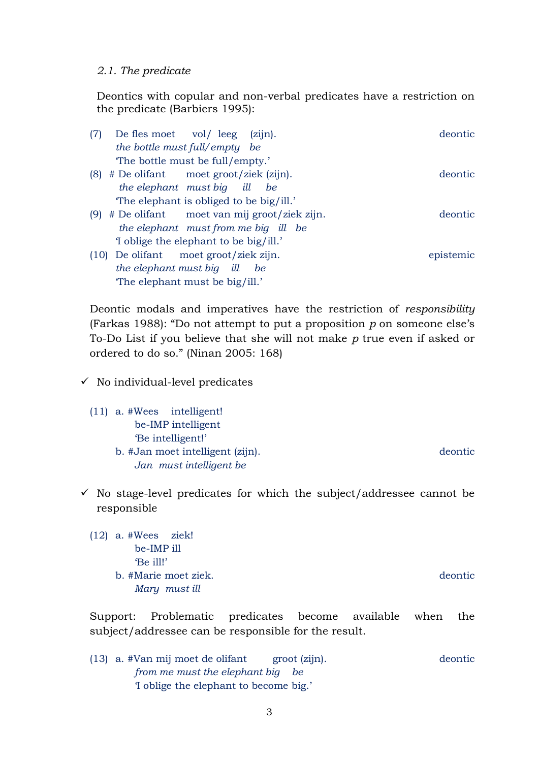*2.1. The predicate*

Deontics with copular and non-verbal predicates have a restriction on the predicate (Barbiers 1995):

(7) De fles moet vol/ leeg (zijn). — deontic
*the bottle must full/empty be*
'The bottle must be full/empty.'

(8) # De olifant moet groot/ziek (zijn). — deontic
*the elephant must big ill be*
'The elephant is obliged to be big/ill.'

(9) # De olifant moet van mij groot/ziek zijn. — deontic
*the elephant must from me big ill be*
'I oblige the elephant to be big/ill.'

(10) De olifant moet groot/ziek zijn. — epistemic
*the elephant must big ill be*
'The elephant must be big/ill.'

Deontic modals and imperatives have the restriction of *responsibility* (Farkas 1988): "Do not attempt to put a proposition *p* on someone else's To-Do List if you believe that she will not make *p* true even if asked or ordered to do so." (Ninan 2005: 168)

✓ No individual-level predicates

(11) a. #Wees intelligent!
be-IMP intelligent
'Be intelligent!'

b. #Jan moet intelligent (zijn). — deontic
*Jan must intelligent be*

✓ No stage-level predicates for which the subject/addressee cannot be responsible

(12) a. #Wees ziek!
be-IMP ill
'Be ill!'

b. #Marie moet ziek. — deontic
*Mary must ill*

Support: Problematic predicates become available when the subject/addressee can be responsible for the result.

(13) a. #Van mij moet de olifant groot (zijn). — deontic
*from me must the elephant big be*
'I oblige the elephant to become big.'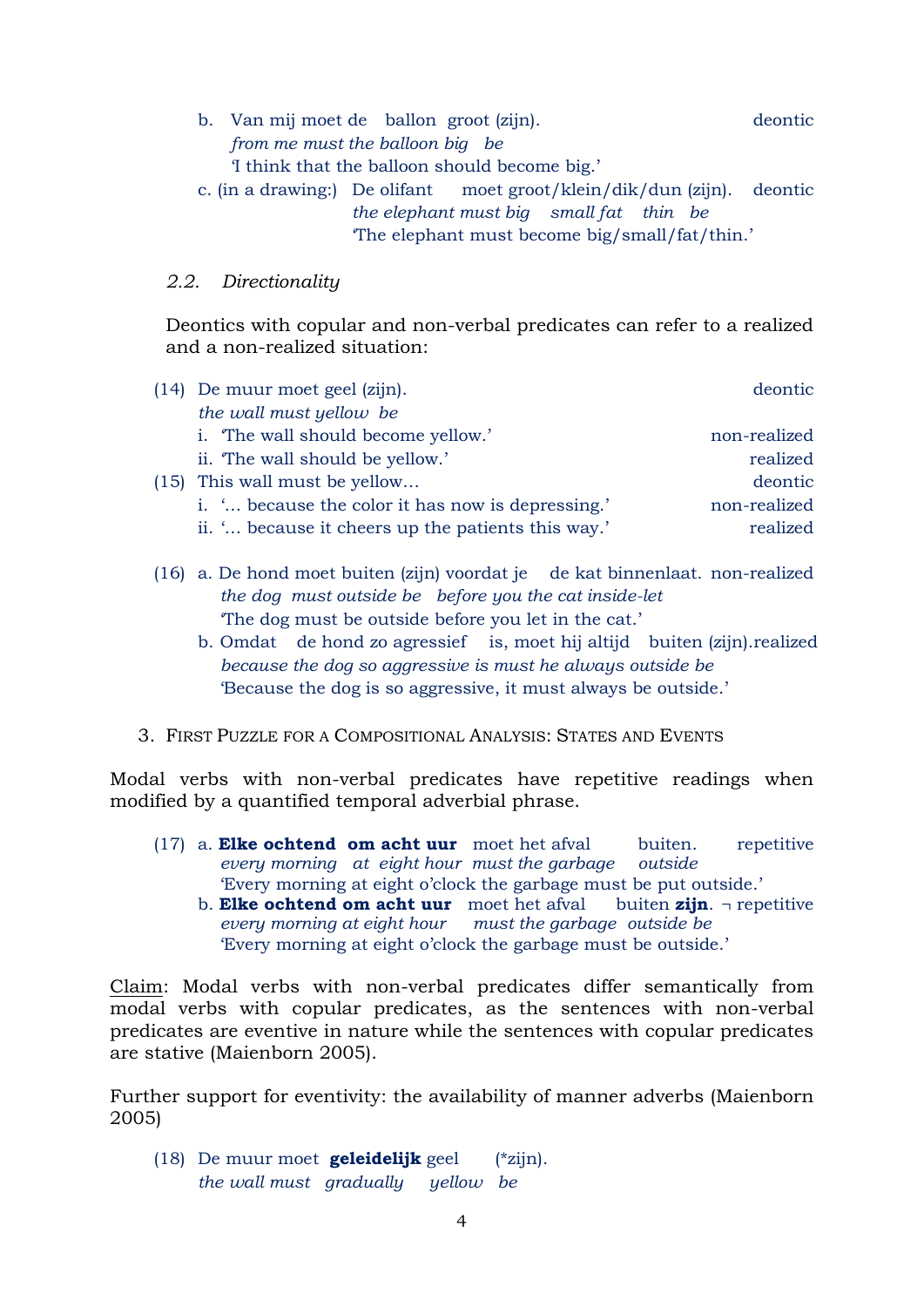b. Van mij moet de ballon groot (zijn). deontic
   *from me must the balloon big be*
   'I think that the balloon should become big.'

c. (in a drawing:) De olifant moet groot/klein/dik/dun (zijn). deontic
   *the elephant must big small fat thin be*
   'The elephant must become big/small/fat/thin.'

### 2.2. *Directionality*

Deontics with copular and non-verbal predicates can refer to a realized and a non-realized situation:

(14) De muur moet geel (zijn). deontic
   *the wall must yellow be*
   i. 'The wall should become yellow.' non-realized
   ii. 'The wall should be yellow.' realized

(15) This wall must be yellow… deontic
   i. '… because the color it has now is depressing.' non-realized
   ii. '… because it cheers up the patients this way.' realized

(16) a. De hond moet buiten (zijn) voordat je de kat binnenlaat. non-realized
   *the dog must outside be before you the cat inside-let*
   'The dog must be outside before you let in the cat.'

   b. Omdat de hond zo agressief is, moet hij altijd buiten (zijn). realized
   *because the dog so aggressive is must he always outside be*
   'Because the dog is so aggressive, it must always be outside.'

## 3. First Puzzle for a Compositional Analysis: States and Events

Modal verbs with non-verbal predicates have repetitive readings when modified by a quantified temporal adverbial phrase.

(17) a. **Elke ochtend om acht uur** moet het afval buiten. repetitive
   *every morning at eight hour must the garbage outside*
   'Every morning at eight o'clock the garbage must be put outside.'

   b. **Elke ochtend om acht uur** moet het afval buiten **zijn**. ¬ repetitive
   *every morning at eight hour must the garbage outside be*
   'Every morning at eight o'clock the garbage must be outside.'

<u>Claim</u>: Modal verbs with non-verbal predicates differ semantically from modal verbs with copular predicates, as the sentences with non-verbal predicates are eventive in nature while the sentences with copular predicates are stative (Maienborn 2005).

Further support for eventivity: the availability of manner adverbs (Maienborn 2005)

(18) De muur moet **geleidelijk** geel (*zijn).
   *the wall must gradually yellow be*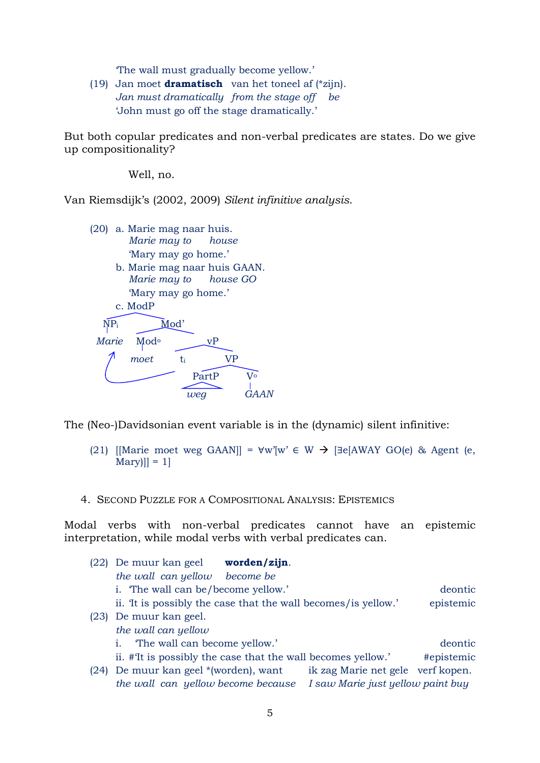'The wall must gradually become yellow.'

(19) Jan moet **dramatisch** van het toneel af (*zijn).
*Jan must dramatically from the stage off be*
'John must go off the stage dramatically.'

But both copular predicates and non-verbal predicates are states. Do we give up compositionality?

Well, no.

Van Riemsdijk's (2002, 2009) *Silent infinitive analysis*.

(20) a. Marie mag naar huis.
*Marie may to house*
'Mary may go home.'

b. Marie mag naar huis GAAN.
*Marie may to house GO*
'Mary may go home.'

c. ModP

```
ModP
├── NP_i
│   └── Marie
└── Mod'
    ├── Mod°
    │   └── moet
    └── vP
        ├── t_i
        └── VP
            ├── PartP
            │   └── weg
            └── V°
                └── GAAN
```

The (Neo-)Davidsonian event variable is in the (dynamic) silent infinitive:

(21) $[[\text{Marie moet weg GAAN}]] = \forall w'[w' \in W \rightarrow [\exists e[\text{AWAY GO}(e) \ \&\ \text{Agent}(e, \text{Mary})]] = 1]$

## 4. Second Puzzle for a Compositional Analysis: Epistemics

Modal verbs with non-verbal predicates cannot have an epistemic interpretation, while modal verbs with verbal predicates can.

(22) De muur kan geel **worden/zijn**.
*the wall can yellow become be*
i. 'The wall can be/become yellow.' — deontic
ii. 'It is possibly the case that the wall becomes/is yellow.' — epistemic

(23) De muur kan geel.
*the wall can yellow*
i. 'The wall can become yellow.' — deontic
ii. #'It is possibly the case that the wall becomes yellow.' — #epistemic

(24) De muur kan geel *(worden), want ik zag Marie net gele verf kopen.
*the wall can yellow become because I saw Marie just yellow paint buy*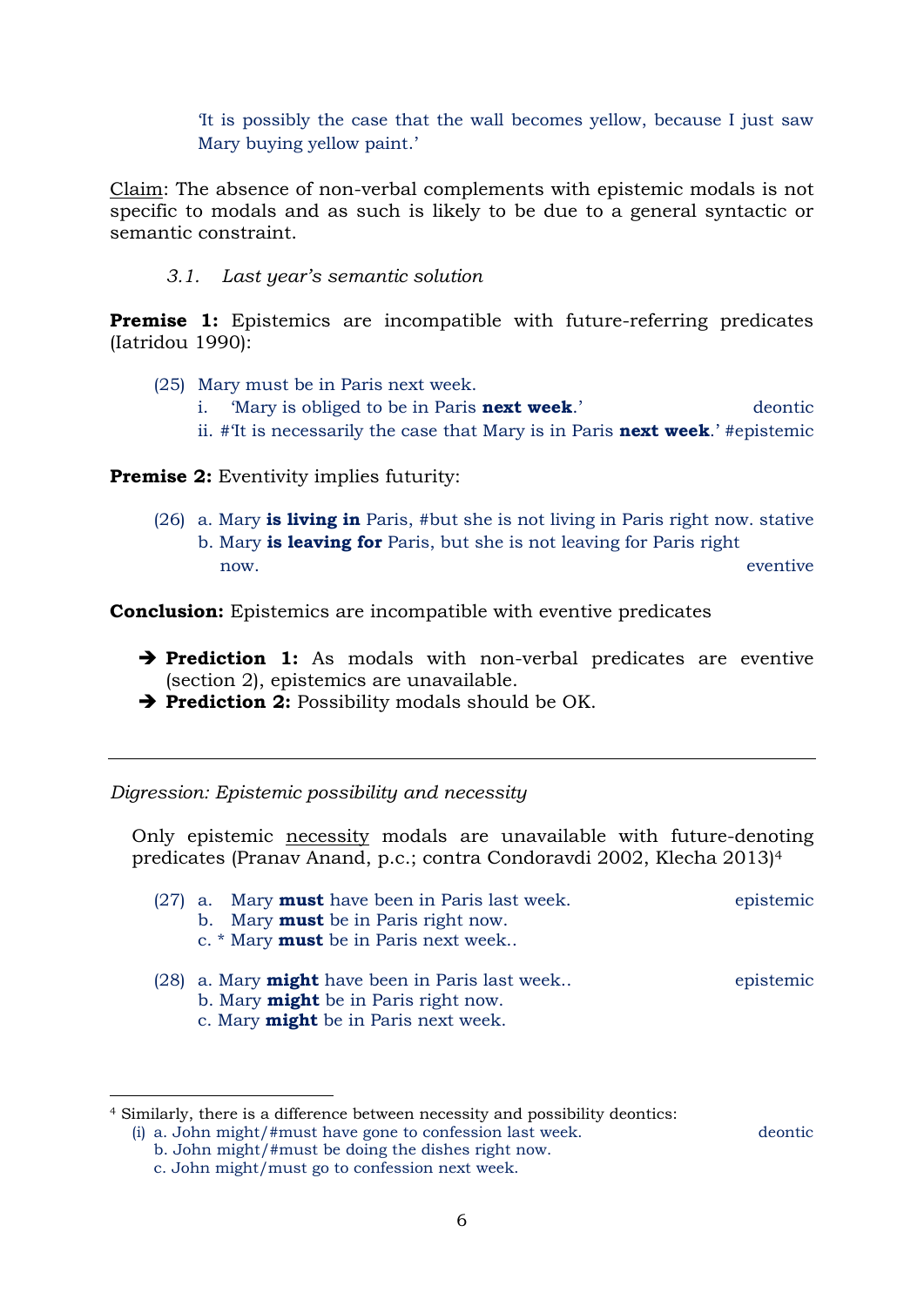'It is possibly the case that the wall becomes yellow, because I just saw Mary buying yellow paint.'

Claim: The absence of non-verbal complements with epistemic modals is not specific to modals and as such is likely to be due to a general syntactic or semantic constraint.

### *3.1. Last year's semantic solution*

**Premise 1:** Epistemics are incompatible with future-referring predicates (Iatridou 1990):

(25) Mary must be in Paris next week.
   i. 'Mary is obliged to be in Paris **next week**.' deontic
   ii. #'It is necessarily the case that Mary is in Paris **next week**.' #epistemic

**Premise 2:** Eventivity implies futurity:

(26) a. Mary **is living in** Paris, #but she is not living in Paris right now. stative
   b. Mary **is leaving for** Paris, but she is not leaving for Paris right now. eventive

**Conclusion:** Epistemics are incompatible with eventive predicates

➔ **Prediction 1:** As modals with non-verbal predicates are eventive (section 2), epistemics are unavailable.
➔ **Prediction 2:** Possibility modals should be OK.

---

*Digression: Epistemic possibility and necessity*

Only epistemic necessity modals are unavailable with future-denoting predicates (Pranav Anand, p.c.; contra Condoravdi 2002, Klecha 2013)[4]

(27) a. Mary **must** have been in Paris last week. epistemic
   b. Mary **must** be in Paris right now.
   c. * Mary **must** be in Paris next week..

(28) a. Mary **might** have been in Paris last week.. epistemic
   b. Mary **might** be in Paris right now.
   c. Mary **might** be in Paris next week.

---

[4] Similarly, there is a difference between necessity and possibility deontics:
(i) a. John might/#must have gone to confession last week. deontic
   b. John might/#must be doing the dishes right now.
   c. John might/must go to confession next week.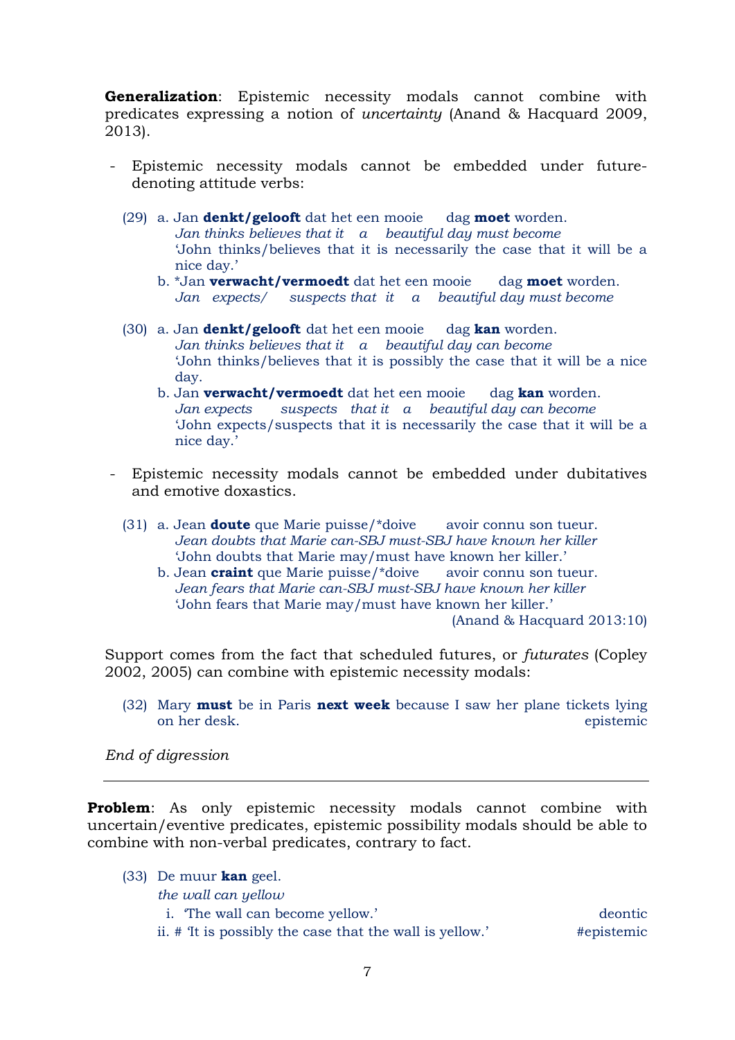**Generalization**: Epistemic necessity modals cannot combine with predicates expressing a notion of *uncertainty* (Anand & Hacquard 2009, 2013).

- Epistemic necessity modals cannot be embedded under future-denoting attitude verbs:

(29) a. Jan **denkt/gelooft** dat het een mooie dag **moet** worden.
*Jan thinks believes that it a beautiful day must become*
'John thinks/believes that it is necessarily the case that it will be a nice day.'
b. \*Jan **verwacht/vermoedt** dat het een mooie dag **moet** worden.
*Jan expects/ suspects that it a beautiful day must become*

(30) a. Jan **denkt/gelooft** dat het een mooie dag **kan** worden.
*Jan thinks believes that it a beautiful day can become*
'John thinks/believes that it is possibly the case that it will be a nice day.
b. Jan **verwacht/vermoedt** dat het een mooie dag **kan** worden.
*Jan expects suspects that it a beautiful day can become*
'John expects/suspects that it is necessarily the case that it will be a nice day.'

- Epistemic necessity modals cannot be embedded under dubitatives and emotive doxastics.

(31) a. Jean **doute** que Marie puisse/\*doive avoir connu son tueur.
*Jean doubts that Marie can-SBJ must-SBJ have known her killer*
'John doubts that Marie may/must have known her killer.'
b. Jean **craint** que Marie puisse/\*doive avoir connu son tueur.
*Jean fears that Marie can-SBJ must-SBJ have known her killer*
'John fears that Marie may/must have known her killer.'
(Anand & Hacquard 2013:10)

Support comes from the fact that scheduled futures, or *futurates* (Copley 2002, 2005) can combine with epistemic necessity modals:

(32) Mary **must** be in Paris **next week** because I saw her plane tickets lying on her desk. epistemic

*End of digression*

---

**Problem**: As only epistemic necessity modals cannot combine with uncertain/eventive predicates, epistemic possibility modals should be able to combine with non-verbal predicates, contrary to fact.

(33) De muur **kan** geel.
*the wall can yellow*
i. 'The wall can become yellow.' deontic
ii. # 'It is possibly the case that the wall is yellow.' #epistemic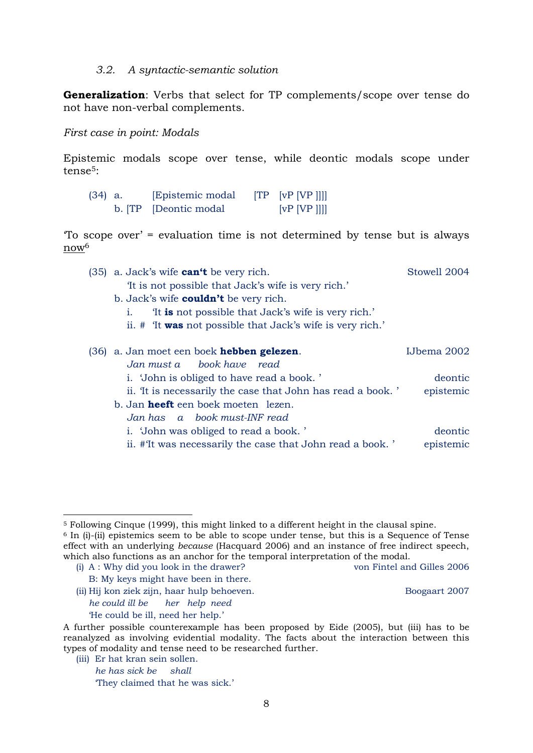### *3.2. A syntactic-semantic solution*

**Generalization**: Verbs that select for TP complements/scope over tense do not have non-verbal complements.

*First case in point: Modals*

Epistemic modals scope over tense, while deontic modals scope under tense[5]:

(34) a. [Epistemic modal [TP [vP [VP ]]]]
b. [TP [Deontic modal [vP [VP ]]]]

'To scope over' = evaluation time is not determined by tense but is always now[6]

(35) a. Jack's wife **can't** be very rich. — Stowell 2004
'It is not possible that Jack's wife is very rich.'
b. Jack's wife **couldn't** be very rich.
i. 'It **is** not possible that Jack's wife is very rich.'
ii. # 'It **was** not possible that Jack's wife is very rich.'

(36) a. Jan moet een boek **hebben gelezen**. — IJbema 2002
*Jan must a book have read*
i. 'John is obliged to have read a book. ' — deontic
ii. 'It is necessarily the case that John has read a book. ' — epistemic
b. Jan **heeft** een boek moeten lezen.
*Jan has a book must-INF read*
i. 'John was obliged to read a book. ' — deontic
ii. #'It was necessarily the case that John read a book. ' — epistemic

---

[5] Following Cinque (1999), this might linked to a different height in the clausal spine.

[6] In (i)-(ii) epistemics seem to be able to scope under tense, but this is a Sequence of Tense effect with an underlying *because* (Hacquard 2006) and an instance of free indirect speech, which also functions as an anchor for the temporal interpretation of the modal.

(i) A : Why did you look in the drawer? — von Fintel and Gilles 2006
B: My keys might have been in there.

(ii) Hij kon ziek zijn, haar hulp behoeven. — Boogaart 2007
*he could ill be her help need*
'He could be ill, need her help.'

A further possible counterexample has been proposed by Eide (2005), but (iii) has to be reanalyzed as involving evidential modality. The facts about the interaction between this types of modality and tense need to be researched further.

(iii) Er hat kran sein sollen.
*he has sick be shall*
'They claimed that he was sick.'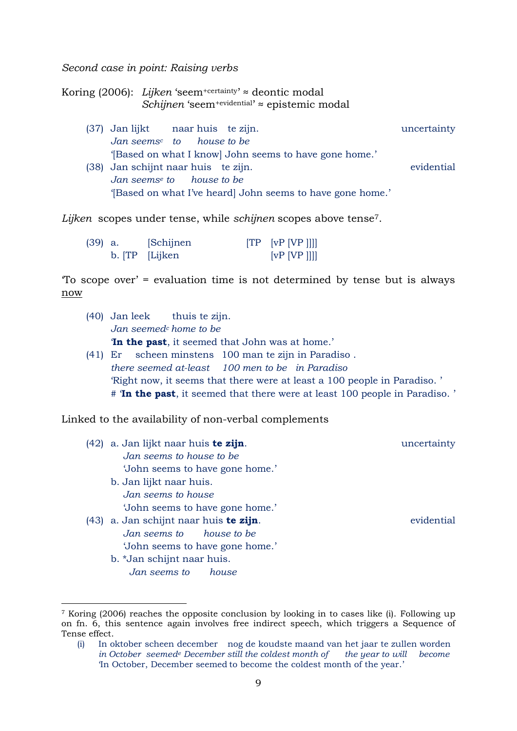*Second case in point: Raising verbs*

Koring (2006): *Lijken* 'seem[+certainty]' ≈ deontic modal
*Schijnen* 'seem[+evidential]' ≈ epistemic modal

(37) Jan lijkt naar huis te zijn. — uncertainty
*Jan seems[c] to house to be*
'[Based on what I know] John seems to have gone home.'

(38) Jan schijnt naar huis te zijn. — evidential
*Jan seems[e] to house to be*
'[Based on what I've heard] John seems to have gone home.'

*Lijken* scopes under tense, while *schijnen* scopes above tense[7].

(39) a. [Schijnen [TP [vP [VP ]]]]
b. [TP [Lijken [vP [VP ]]]]

'To scope over' = evaluation time is not determined by tense but is always now

(40) Jan leek thuis te zijn.
*Jan seemed[c] home to be*
'**In the past**, it seemed that John was at home.'

(41) Er scheen minstens 100 man te zijn in Paradiso .
*there seemed at-least 100 men to be in Paradiso*
'Right now, it seems that there were at least a 100 people in Paradiso. '
# '**In the past**, it seemed that there were at least 100 people in Paradiso. '

Linked to the availability of non-verbal complements

(42) a. Jan lijkt naar huis **te zijn**. — uncertainty
*Jan seems to house to be*
'John seems to have gone home.'
b. Jan lijkt naar huis.
*Jan seems to house*
'John seems to have gone home.'

(43) a. Jan schijnt naar huis **te zijn**. — evidential
*Jan seems to house to be*
'John seems to have gone home.'
b. *Jan schijnt naar huis.
*Jan seems to house*

---

[7] Koring (2006) reaches the opposite conclusion by looking in to cases like (i). Following up on fn. 6, this sentence again involves free indirect speech, which triggers a Sequence of Tense effect.

(i) In oktober scheen december nog de koudste maand van het jaar te zullen worden
*in October seemed[e] December still the coldest month of the year to will become*
'In October, December seemed to become the coldest month of the year.'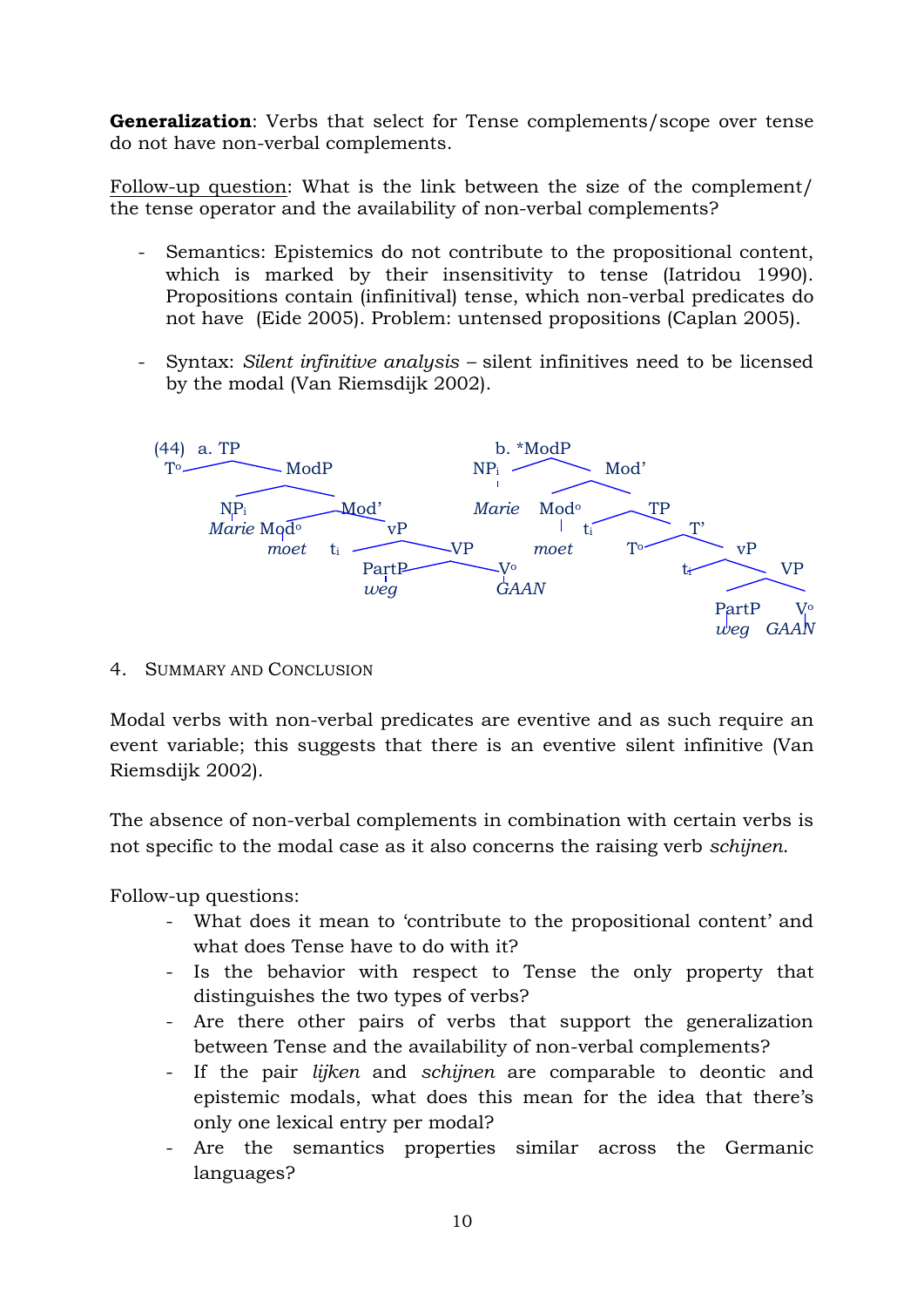**Generalization**: Verbs that select for Tense complements/scope over tense do not have non-verbal complements.

Follow-up question: What is the link between the size of the complement/ the tense operator and the availability of non-verbal complements?

- Semantics: Epistemics do not contribute to the propositional content, which is marked by their insensitivity to tense (Iatridou 1990). Propositions contain (infinitival) tense, which non-verbal predicates do not have (Eide 2005). Problem: untensed propositions (Caplan 2005).
- Syntax: *Silent infinitive analysis* – silent infinitives need to be licensed by the modal (Van Riemsdijk 2002).

(44) a. [TP T° [ModP NP$_i$ *Marie* [Mod' Mod° *moet* [vP t$_i$ [VP PartP *weg* V° *GAAN*]]]]]

b. *[ModP NP$_i$ *Marie* [Mod' Mod° *moet* [TP t$_i$ [T' T° [vP t$_i$ [VP PartP *weg* V° *GAAN*]]]]]]

4. Summary and Conclusion

Modal verbs with non-verbal predicates are eventive and as such require an event variable; this suggests that there is an eventive silent infinitive (Van Riemsdijk 2002).

The absence of non-verbal complements in combination with certain verbs is not specific to the modal case as it also concerns the raising verb *schijnen*.

Follow-up questions:

- What does it mean to 'contribute to the propositional content' and what does Tense have to do with it?
- Is the behavior with respect to Tense the only property that distinguishes the two types of verbs?
- Are there other pairs of verbs that support the generalization between Tense and the availability of non-verbal complements?
- If the pair *lijken* and *schijnen* are comparable to deontic and epistemic modals, what does this mean for the idea that there's only one lexical entry per modal?
- Are the semantics properties similar across the Germanic languages?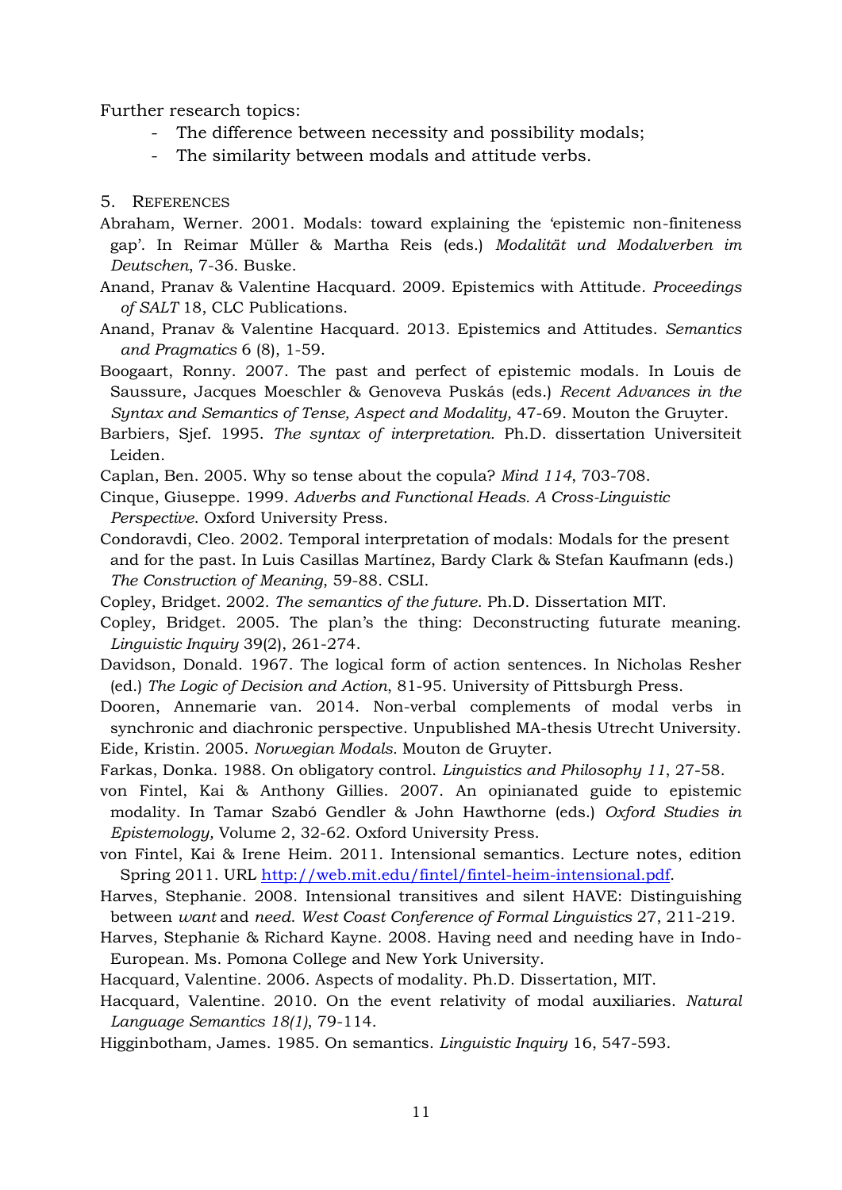Further research topics:

- The difference between necessity and possibility modals;
- The similarity between modals and attitude verbs.

## 5. References

Abraham, Werner. 2001. Modals: toward explaining the 'epistemic non-finiteness gap'. In Reimar Müller & Martha Reis (eds.) *Modalität und Modalverben im Deutschen*, 7-36. Buske.

Anand, Pranav & Valentine Hacquard. 2009. Epistemics with Attitude. *Proceedings of SALT* 18, CLC Publications.

Anand, Pranav & Valentine Hacquard. 2013. Epistemics and Attitudes. *Semantics and Pragmatics* 6 (8), 1-59.

Boogaart, Ronny. 2007. The past and perfect of epistemic modals. In Louis de Saussure, Jacques Moeschler & Genoveva Puskás (eds.) *Recent Advances in the Syntax and Semantics of Tense, Aspect and Modality,* 47-69. Mouton the Gruyter.

Barbiers, Sjef. 1995. *The syntax of interpretation.* Ph.D. dissertation Universiteit Leiden.

Caplan, Ben. 2005. Why so tense about the copula? *Mind 114*, 703-708.

Cinque, Giuseppe. 1999. *Adverbs and Functional Heads. A Cross-Linguistic Perspective*. Oxford University Press.

Condoravdi, Cleo. 2002. Temporal interpretation of modals: Modals for the present and for the past. In Luis Casillas Martínez, Bardy Clark & Stefan Kaufmann (eds.) *The Construction of Meaning*, 59-88. CSLI.

Copley, Bridget. 2002. *The semantics of the future*. Ph.D. Dissertation MIT.

Copley, Bridget. 2005. The plan's the thing: Deconstructing futurate meaning. *Linguistic Inquiry* 39(2), 261-274.

Davidson, Donald. 1967. The logical form of action sentences. In Nicholas Resher (ed.) *The Logic of Decision and Action*, 81-95. University of Pittsburgh Press.

Dooren, Annemarie van. 2014. Non-verbal complements of modal verbs in synchronic and diachronic perspective. Unpublished MA-thesis Utrecht University.

Eide, Kristin. 2005. *Norwegian Modals.* Mouton de Gruyter.

Farkas, Donka. 1988. On obligatory control. *Linguistics and Philosophy 11*, 27-58.

von Fintel, Kai & Anthony Gillies. 2007. An opinianated guide to epistemic modality. In Tamar Szabó Gendler & John Hawthorne (eds.) *Oxford Studies in Epistemology,* Volume 2, 32-62. Oxford University Press.

von Fintel, Kai & Irene Heim. 2011. Intensional semantics. Lecture notes, edition Spring 2011. URL http://web.mit.edu/fintel/fintel-heim-intensional.pdf.

Harves, Stephanie. 2008. Intensional transitives and silent HAVE: Distinguishing between *want* and *need. West Coast Conference of Formal Linguistics* 27, 211-219.

Harves, Stephanie & Richard Kayne. 2008. Having need and needing have in Indo-European. Ms. Pomona College and New York University.

Hacquard, Valentine. 2006. Aspects of modality. Ph.D. Dissertation, MIT.

Hacquard, Valentine. 2010. On the event relativity of modal auxiliaries. *Natural Language Semantics 18(1)*, 79-114.

Higginbotham, James. 1985. On semantics. *Linguistic Inquiry* 16, 547-593.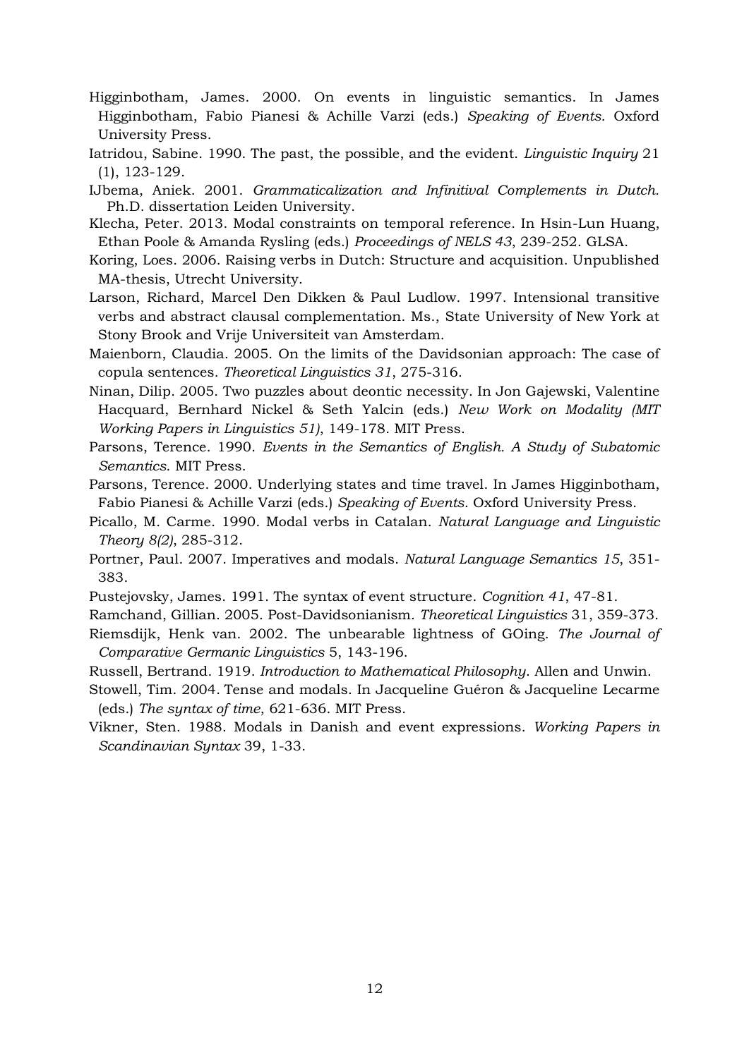Higginbotham, James. 2000. On events in linguistic semantics. In James Higginbotham, Fabio Pianesi & Achille Varzi (eds.) *Speaking of Events*. Oxford University Press.

Iatridou, Sabine. 1990. The past, the possible, and the evident. *Linguistic Inquiry* 21 (1), 123-129.

IJbema, Aniek. 2001. *Grammaticalization and Infinitival Complements in Dutch.* Ph.D. dissertation Leiden University.

Klecha, Peter. 2013. Modal constraints on temporal reference. In Hsin-Lun Huang, Ethan Poole & Amanda Rysling (eds.) *Proceedings of NELS 43*, 239-252. GLSA.

Koring, Loes. 2006. Raising verbs in Dutch: Structure and acquisition. Unpublished MA-thesis, Utrecht University.

Larson, Richard, Marcel Den Dikken & Paul Ludlow. 1997. Intensional transitive verbs and abstract clausal complementation. Ms., State University of New York at Stony Brook and Vrije Universiteit van Amsterdam.

Maienborn, Claudia. 2005. On the limits of the Davidsonian approach: The case of copula sentences. *Theoretical Linguistics 31*, 275-316.

Ninan, Dilip. 2005. Two puzzles about deontic necessity. In Jon Gajewski, Valentine Hacquard, Bernhard Nickel & Seth Yalcin (eds.) *New Work on Modality (MIT Working Papers in Linguistics 51)*, 149-178. MIT Press.

Parsons, Terence. 1990. *Events in the Semantics of English. A Study of Subatomic Semantics*. MIT Press.

Parsons, Terence. 2000. Underlying states and time travel. In James Higginbotham, Fabio Pianesi & Achille Varzi (eds.) *Speaking of Events*. Oxford University Press.

Picallo, M. Carme. 1990. Modal verbs in Catalan. *Natural Language and Linguistic Theory 8(2)*, 285-312.

Portner, Paul. 2007. Imperatives and modals. *Natural Language Semantics 15*, 351-383.

Pustejovsky, James. 1991. The syntax of event structure. *Cognition 41*, 47-81.

Ramchand, Gillian. 2005. Post-Davidsonianism. *Theoretical Linguistics* 31, 359-373.

Riemsdijk, Henk van. 2002. The unbearable lightness of GOing. *The Journal of Comparative Germanic Linguistics* 5, 143-196.

Russell, Bertrand. 1919. *Introduction to Mathematical Philosophy*. Allen and Unwin.

Stowell, Tim. 2004. Tense and modals. In Jacqueline Guéron & Jacqueline Lecarme (eds.) *The syntax of time*, 621-636. MIT Press.

Vikner, Sten. 1988. Modals in Danish and event expressions. *Working Papers in Scandinavian Syntax* 39, 1-33.